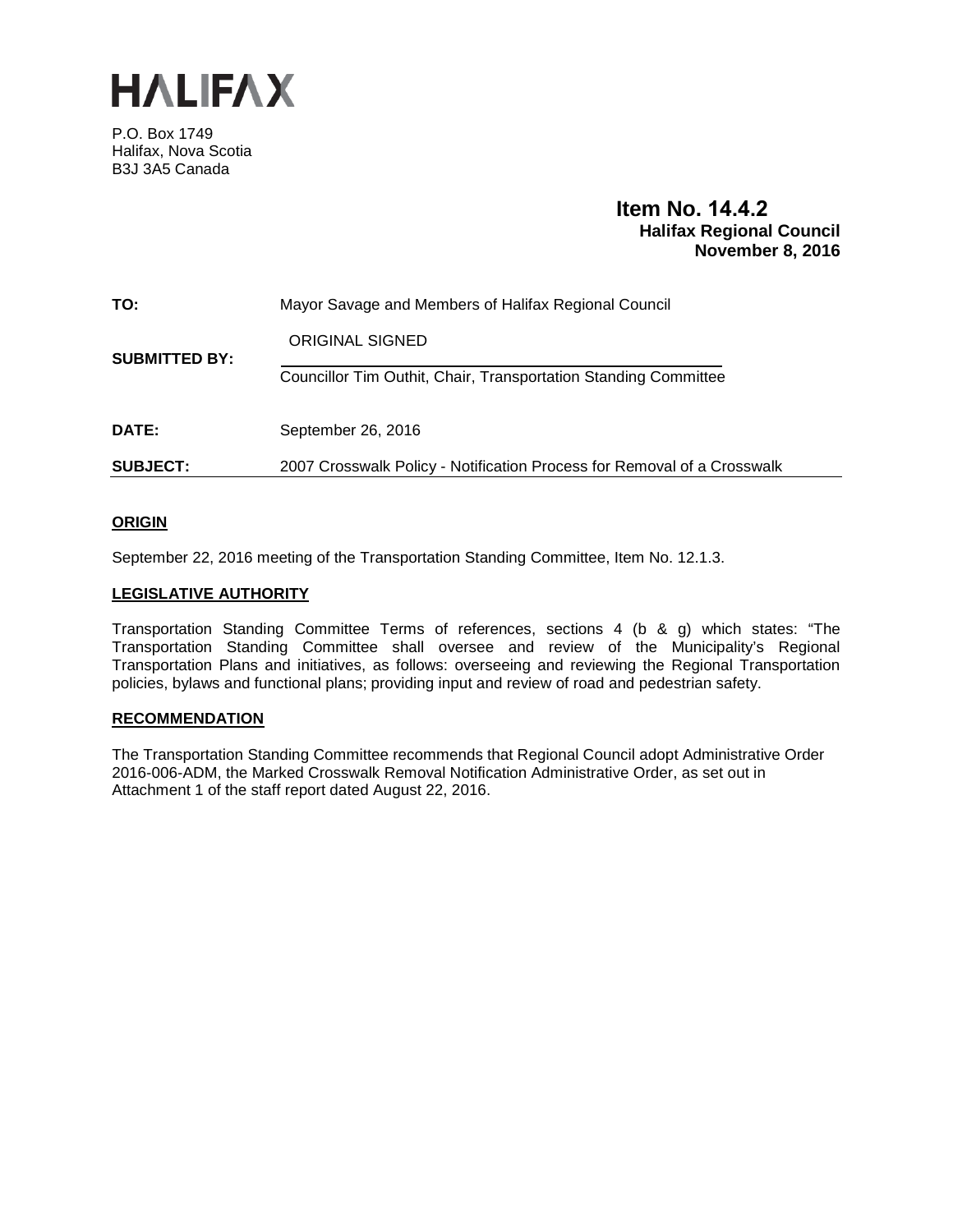# HALIFAX

P.O. Box 1749
Halifax, Nova Scotia
B3J 3A5 Canada

**Item No. 14.4.2**
**Halifax Regional Council**
**November 8, 2016**

| | |
|---|---|
| **TO:** | Mayor Savage and Members of Halifax Regional Council |
| **SUBMITTED BY:** | ORIGINAL SIGNED<br>Councillor Tim Outhit, Chair, Transportation Standing Committee |
| **DATE:** | September 26, 2016 |
| **SUBJECT:** | 2007 Crosswalk Policy - Notification Process for Removal of a Crosswalk |

## ORIGIN

September 22, 2016 meeting of the Transportation Standing Committee, Item No. 12.1.3.

## LEGISLATIVE AUTHORITY

Transportation Standing Committee Terms of references, sections 4 (b & g) which states: "The Transportation Standing Committee shall oversee and review of the Municipality's Regional Transportation Plans and initiatives, as follows: overseeing and reviewing the Regional Transportation policies, bylaws and functional plans; providing input and review of road and pedestrian safety.

## RECOMMENDATION

The Transportation Standing Committee recommends that Regional Council adopt Administrative Order 2016-006-ADM, the Marked Crosswalk Removal Notification Administrative Order, as set out in Attachment 1 of the staff report dated August 22, 2016.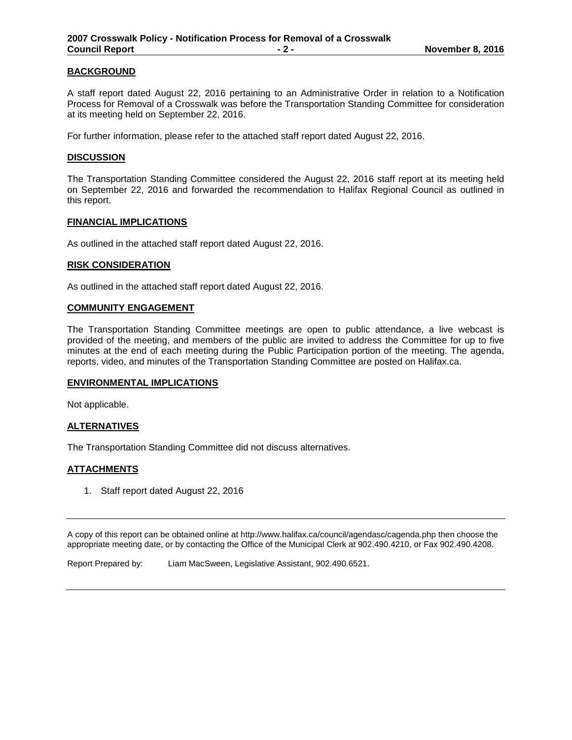## BACKGROUND

A staff report dated August 22, 2016 pertaining to an Administrative Order in relation to a Notification Process for Removal of a Crosswalk was before the Transportation Standing Committee for consideration at its meeting held on September 22, 2016.

For further information, please refer to the attached staff report dated August 22, 2016.

## DISCUSSION

The Transportation Standing Committee considered the August 22, 2016 staff report at its meeting held on September 22, 2016 and forwarded the recommendation to Halifax Regional Council as outlined in this report.

## FINANCIAL IMPLICATIONS

As outlined in the attached staff report dated August 22, 2016.

## RISK CONSIDERATION

As outlined in the attached staff report dated August 22, 2016.

## COMMUNITY ENGAGEMENT

The Transportation Standing Committee meetings are open to public attendance, a live webcast is provided of the meeting, and members of the public are invited to address the Committee for up to five minutes at the end of each meeting during the Public Participation portion of the meeting. The agenda, reports, video, and minutes of the Transportation Standing Committee are posted on Halifax.ca.

## ENVIRONMENTAL IMPLICATIONS

Not applicable.

## ALTERNATIVES

The Transportation Standing Committee did not discuss alternatives.

## ATTACHMENTS

1. Staff report dated August 22, 2016

---

A copy of this report can be obtained online at http://www.halifax.ca/council/agendasc/cagenda.php then choose the appropriate meeting date, or by contacting the Office of the Municipal Clerk at 902.490.4210, or Fax 902.490.4208.

Report Prepared by: Liam MacSween, Legislative Assistant, 902.490.6521.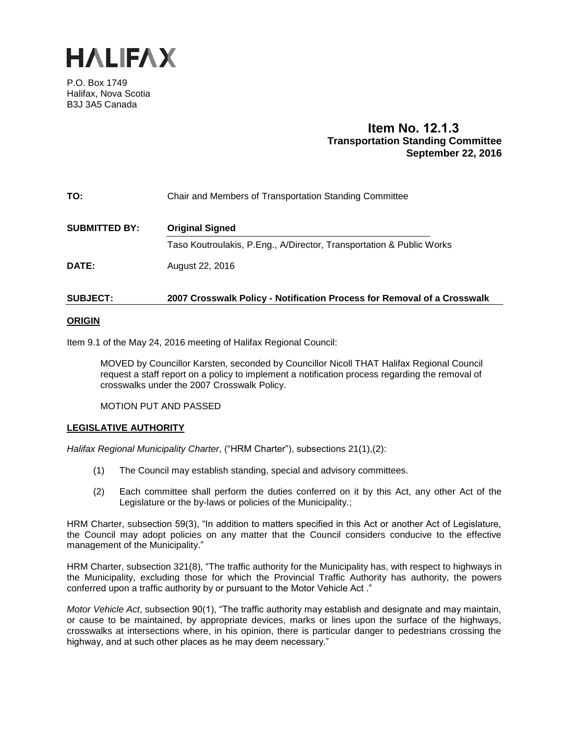# HALIFAX

P.O. Box 1749
Halifax, Nova Scotia
B3J 3A5 Canada

**Item No. 12.1.3**
**Transportation Standing Committee**
**September 22, 2016**

**TO:** Chair and Members of Transportation Standing Committee

**SUBMITTED BY:** **Original Signed**

Taso Koutroulakis, P.Eng., A/Director, Transportation & Public Works

**DATE:** August 22, 2016

**SUBJECT:** **2007 Crosswalk Policy - Notification Process for Removal of a Crosswalk**

## ORIGIN

Item 9.1 of the May 24, 2016 meeting of Halifax Regional Council:

> MOVED by Councillor Karsten, seconded by Councillor Nicoll THAT Halifax Regional Council request a staff report on a policy to implement a notification process regarding the removal of crosswalks under the 2007 Crosswalk Policy.
>
> MOTION PUT AND PASSED

## LEGISLATIVE AUTHORITY

*Halifax Regional Municipality Charter*, ("HRM Charter"), subsections 21(1),(2):

(1) The Council may establish standing, special and advisory committees.

(2) Each committee shall perform the duties conferred on it by this Act, any other Act of the Legislature or the by-laws or policies of the Municipality.;

HRM Charter, subsection 59(3), "In addition to matters specified in this Act or another Act of Legislature, the Council may adopt policies on any matter that the Council considers conducive to the effective management of the Municipality."

HRM Charter, subsection 321(8), "The traffic authority for the Municipality has, with respect to highways in the Municipality, excluding those for which the Provincial Traffic Authority has authority, the powers conferred upon a traffic authority by or pursuant to the Motor Vehicle Act ."

*Motor Vehicle Act*, subsection 90(1), "The traffic authority may establish and designate and may maintain, or cause to be maintained, by appropriate devices, marks or lines upon the surface of the highways, crosswalks at intersections where, in his opinion, there is particular danger to pedestrians crossing the highway, and at such other places as he may deem necessary."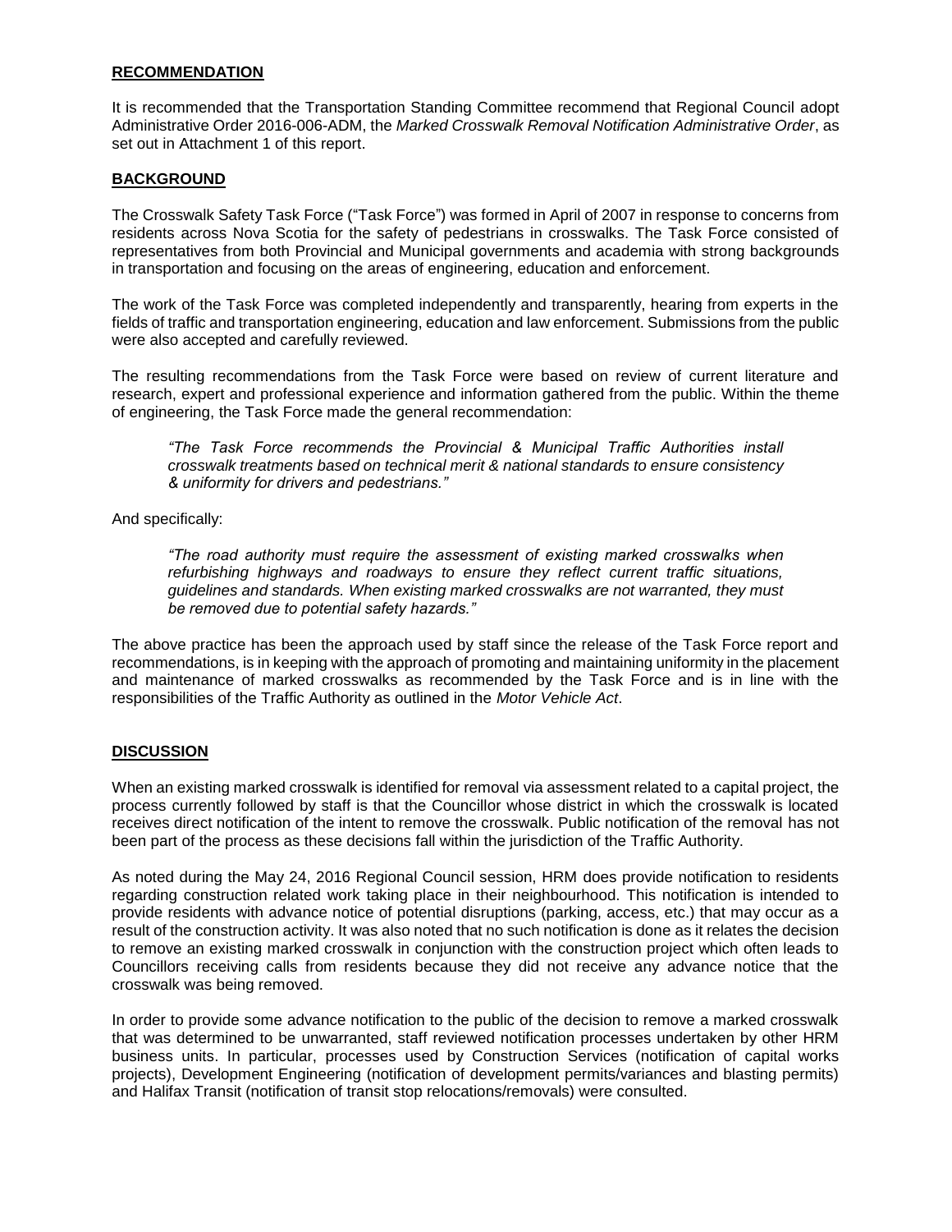## RECOMMENDATION

It is recommended that the Transportation Standing Committee recommend that Regional Council adopt Administrative Order 2016-006-ADM, the *Marked Crosswalk Removal Notification Administrative Order*, as set out in Attachment 1 of this report.

## BACKGROUND

The Crosswalk Safety Task Force ("Task Force") was formed in April of 2007 in response to concerns from residents across Nova Scotia for the safety of pedestrians in crosswalks. The Task Force consisted of representatives from both Provincial and Municipal governments and academia with strong backgrounds in transportation and focusing on the areas of engineering, education and enforcement.

The work of the Task Force was completed independently and transparently, hearing from experts in the fields of traffic and transportation engineering, education and law enforcement. Submissions from the public were also accepted and carefully reviewed.

The resulting recommendations from the Task Force were based on review of current literature and research, expert and professional experience and information gathered from the public. Within the theme of engineering, the Task Force made the general recommendation:

> *"The Task Force recommends the Provincial & Municipal Traffic Authorities install crosswalk treatments based on technical merit & national standards to ensure consistency & uniformity for drivers and pedestrians."*

And specifically:

> *"The road authority must require the assessment of existing marked crosswalks when refurbishing highways and roadways to ensure they reflect current traffic situations, guidelines and standards. When existing marked crosswalks are not warranted, they must be removed due to potential safety hazards."*

The above practice has been the approach used by staff since the release of the Task Force report and recommendations, is in keeping with the approach of promoting and maintaining uniformity in the placement and maintenance of marked crosswalks as recommended by the Task Force and is in line with the responsibilities of the Traffic Authority as outlined in the *Motor Vehicle Act*.

## DISCUSSION

When an existing marked crosswalk is identified for removal via assessment related to a capital project, the process currently followed by staff is that the Councillor whose district in which the crosswalk is located receives direct notification of the intent to remove the crosswalk. Public notification of the removal has not been part of the process as these decisions fall within the jurisdiction of the Traffic Authority.

As noted during the May 24, 2016 Regional Council session, HRM does provide notification to residents regarding construction related work taking place in their neighbourhood. This notification is intended to provide residents with advance notice of potential disruptions (parking, access, etc.) that may occur as a result of the construction activity. It was also noted that no such notification is done as it relates the decision to remove an existing marked crosswalk in conjunction with the construction project which often leads to Councillors receiving calls from residents because they did not receive any advance notice that the crosswalk was being removed.

In order to provide some advance notification to the public of the decision to remove a marked crosswalk that was determined to be unwarranted, staff reviewed notification processes undertaken by other HRM business units. In particular, processes used by Construction Services (notification of capital works projects), Development Engineering (notification of development permits/variances and blasting permits) and Halifax Transit (notification of transit stop relocations/removals) were consulted.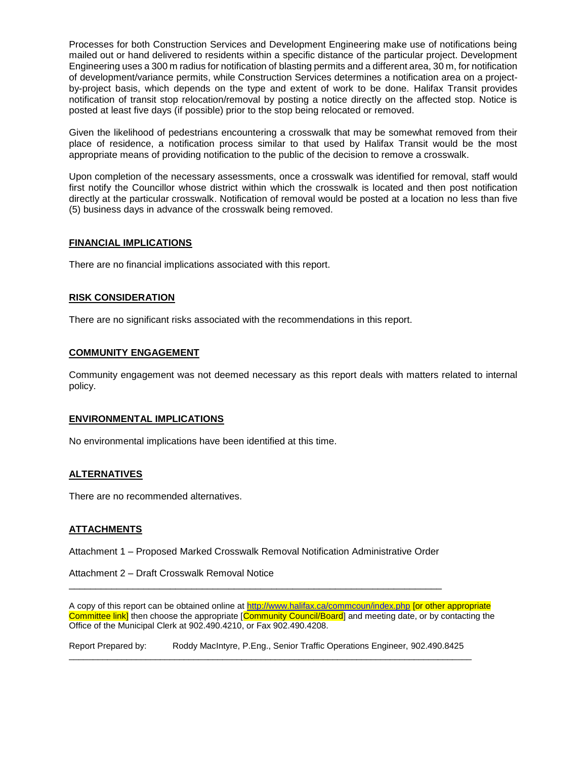Processes for both Construction Services and Development Engineering make use of notifications being mailed out or hand delivered to residents within a specific distance of the particular project. Development Engineering uses a 300 m radius for notification of blasting permits and a different area, 30 m, for notification of development/variance permits, while Construction Services determines a notification area on a project-by-project basis, which depends on the type and extent of work to be done. Halifax Transit provides notification of transit stop relocation/removal by posting a notice directly on the affected stop. Notice is posted at least five days (if possible) prior to the stop being relocated or removed.

Given the likelihood of pedestrians encountering a crosswalk that may be somewhat removed from their place of residence, a notification process similar to that used by Halifax Transit would be the most appropriate means of providing notification to the public of the decision to remove a crosswalk.

Upon completion of the necessary assessments, once a crosswalk was identified for removal, staff would first notify the Councillor whose district within which the crosswalk is located and then post notification directly at the particular crosswalk. Notification of removal would be posted at a location no less than five (5) business days in advance of the crosswalk being removed.

## FINANCIAL IMPLICATIONS

There are no financial implications associated with this report.

## RISK CONSIDERATION

There are no significant risks associated with the recommendations in this report.

## COMMUNITY ENGAGEMENT

Community engagement was not deemed necessary as this report deals with matters related to internal policy.

## ENVIRONMENTAL IMPLICATIONS

No environmental implications have been identified at this time.

## ALTERNATIVES

There are no recommended alternatives.

## ATTACHMENTS

Attachment 1 – Proposed Marked Crosswalk Removal Notification Administrative Order

Attachment 2 – Draft Crosswalk Removal Notice

---

A copy of this report can be obtained online at http://www.halifax.ca/commcoun/index.php [or other appropriate Committee link] then choose the appropriate [Community Council/Board] and meeting date, or by contacting the Office of the Municipal Clerk at 902.490.4210, or Fax 902.490.4208.

Report Prepared by: Roddy MacIntyre, P.Eng., Senior Traffic Operations Engineer, 902.490.8425

---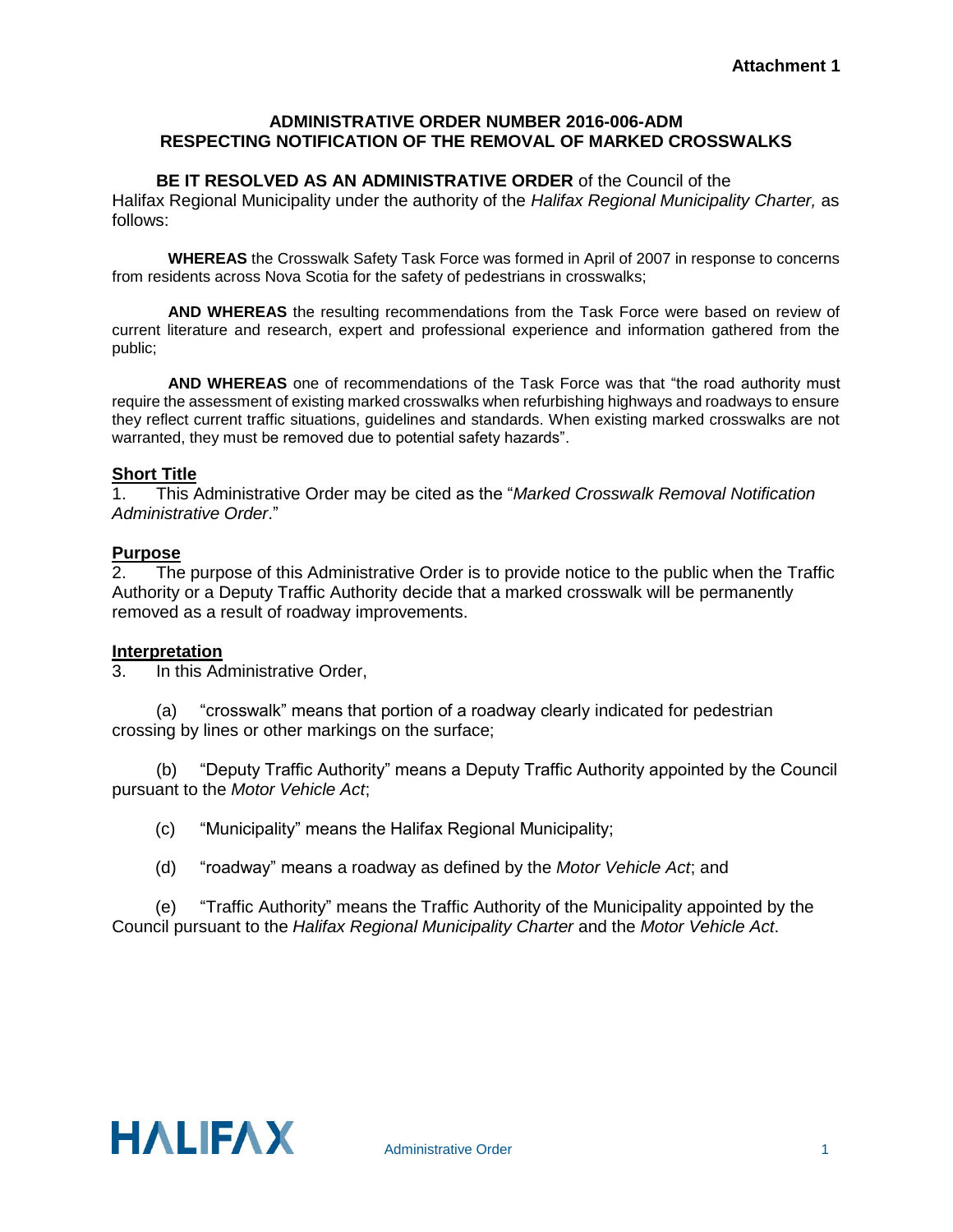**Attachment 1**

# ADMINISTRATIVE ORDER NUMBER 2016-006-ADM
# RESPECTING NOTIFICATION OF THE REMOVAL OF MARKED CROSSWALKS

**BE IT RESOLVED AS AN ADMINISTRATIVE ORDER** of the Council of the Halifax Regional Municipality under the authority of the *Halifax Regional Municipality Charter,* as follows:

**WHEREAS** the Crosswalk Safety Task Force was formed in April of 2007 in response to concerns from residents across Nova Scotia for the safety of pedestrians in crosswalks;

**AND WHEREAS** the resulting recommendations from the Task Force were based on review of current literature and research, expert and professional experience and information gathered from the public;

**AND WHEREAS** one of recommendations of the Task Force was that "the road authority must require the assessment of existing marked crosswalks when refurbishing highways and roadways to ensure they reflect current traffic situations, guidelines and standards. When existing marked crosswalks are not warranted, they must be removed due to potential safety hazards".

## Short Title

1. This Administrative Order may be cited as the "*Marked Crosswalk Removal Notification Administrative Order*."

## Purpose

2. The purpose of this Administrative Order is to provide notice to the public when the Traffic Authority or a Deputy Traffic Authority decide that a marked crosswalk will be permanently removed as a result of roadway improvements.

## Interpretation

3. In this Administrative Order,

(a) "crosswalk" means that portion of a roadway clearly indicated for pedestrian crossing by lines or other markings on the surface;

(b) "Deputy Traffic Authority" means a Deputy Traffic Authority appointed by the Council pursuant to the *Motor Vehicle Act*;

(c) "Municipality" means the Halifax Regional Municipality;

(d) "roadway" means a roadway as defined by the *Motor Vehicle Act*; and

(e) "Traffic Authority" means the Traffic Authority of the Municipality appointed by the Council pursuant to the *Halifax Regional Municipality Charter* and the *Motor Vehicle Act*.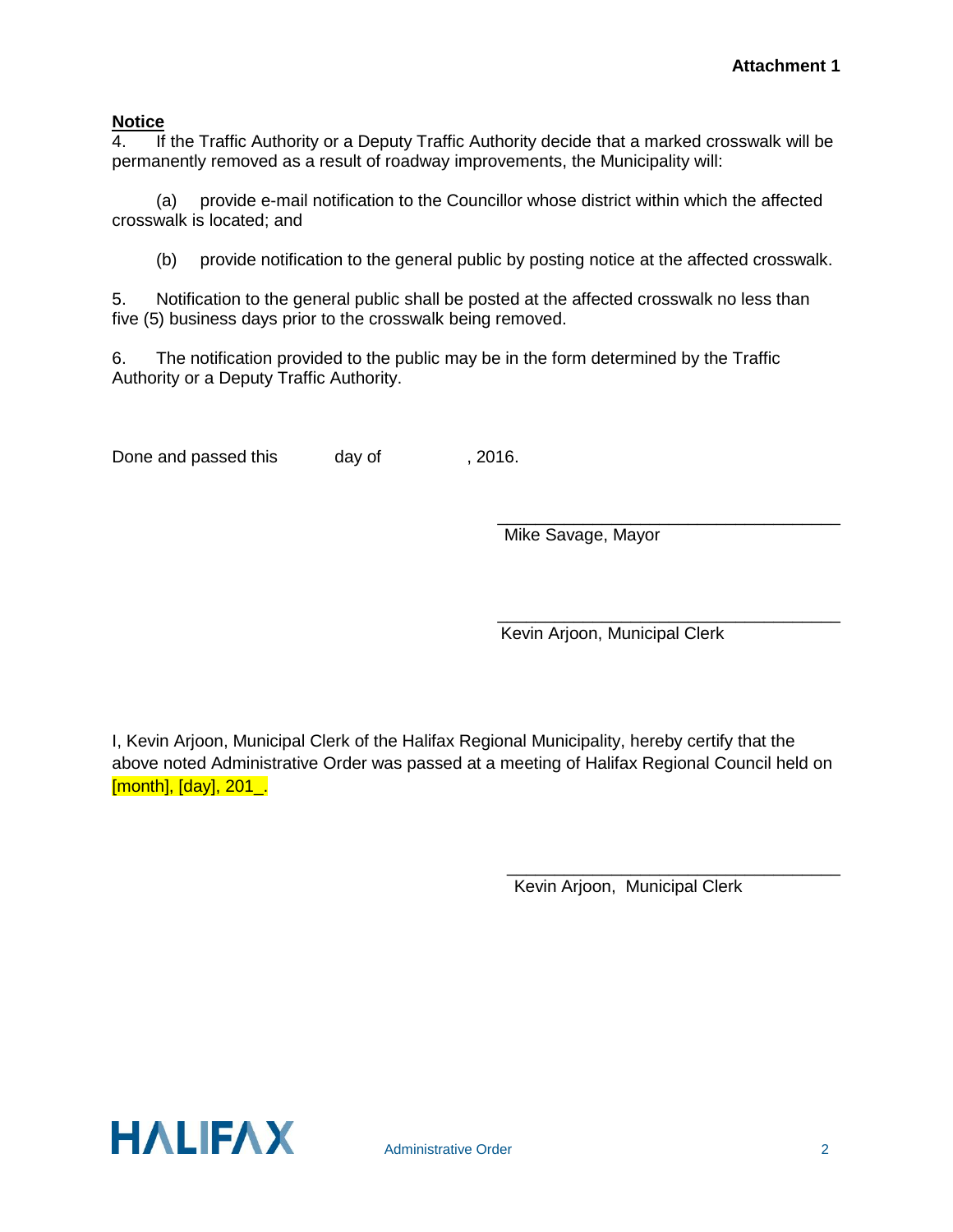**Attachment 1**

**Notice**

4. If the Traffic Authority or a Deputy Traffic Authority decide that a marked crosswalk will be permanently removed as a result of roadway improvements, the Municipality will:

(a) provide e-mail notification to the Councillor whose district within which the affected crosswalk is located; and

(b) provide notification to the general public by posting notice at the affected crosswalk.

5. Notification to the general public shall be posted at the affected crosswalk no less than five (5) business days prior to the crosswalk being removed.

6. The notification provided to the public may be in the form determined by the Traffic Authority or a Deputy Traffic Authority.

Done and passed this day of , 2016.

\_\_\_\_\_\_\_\_\_\_\_\_\_\_\_\_\_\_\_\_\_\_\_\_\_\_\_\_\_\_\_\_\_\_\_\_
Mike Savage, Mayor

\_\_\_\_\_\_\_\_\_\_\_\_\_\_\_\_\_\_\_\_\_\_\_\_\_\_\_\_\_\_\_\_\_\_\_\_
Kevin Arjoon, Municipal Clerk

I, Kevin Arjoon, Municipal Clerk of the Halifax Regional Municipality, hereby certify that the above noted Administrative Order was passed at a meeting of Halifax Regional Council held on [month], [day], 201_.

\_\_\_\_\_\_\_\_\_\_\_\_\_\_\_\_\_\_\_\_\_\_\_\_\_\_\_\_\_\_\_\_\_\_\_\_
Kevin Arjoon, Municipal Clerk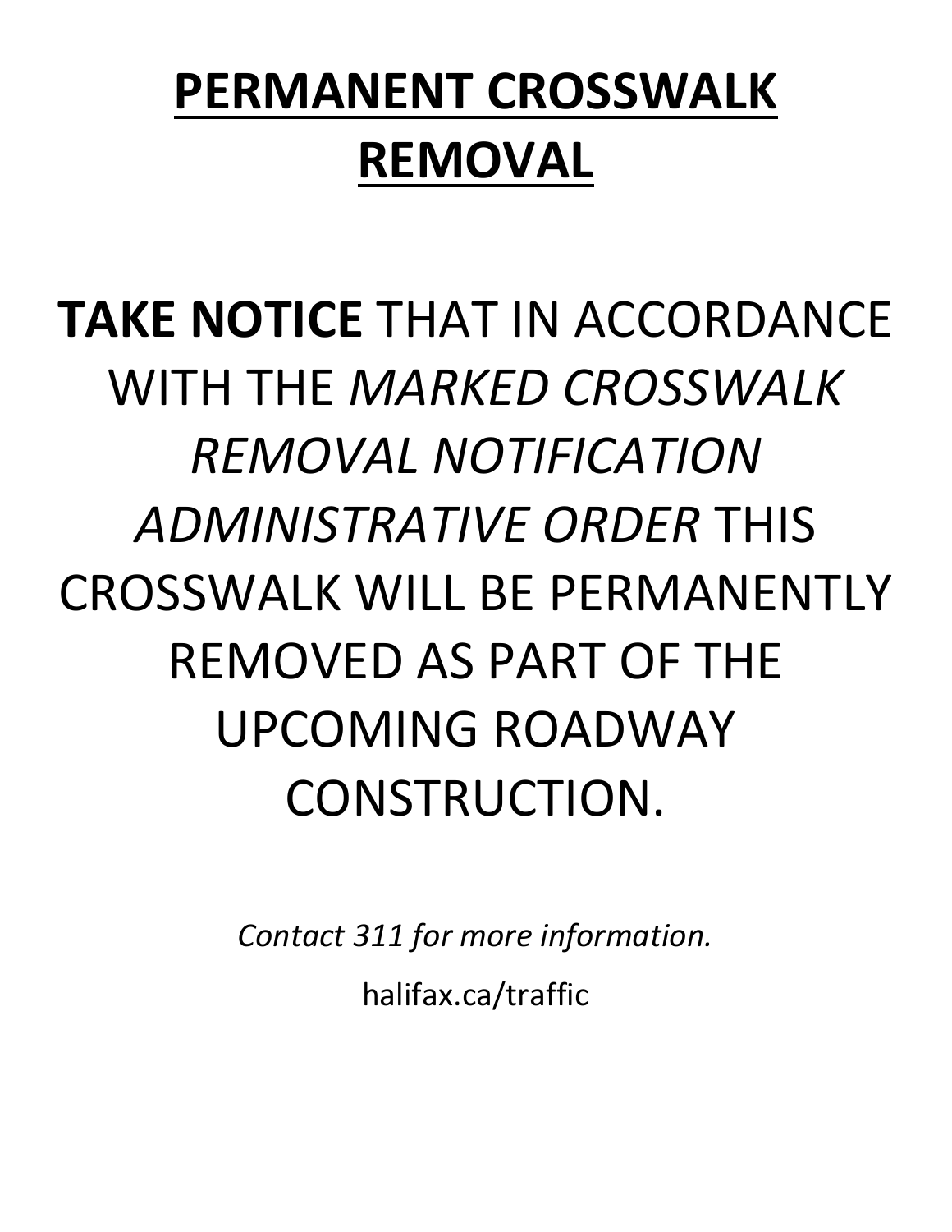# PERMANENT CROSSWALK REMOVAL

**TAKE NOTICE** THAT IN ACCORDANCE WITH THE *MARKED CROSSWALK REMOVAL NOTIFICATION ADMINISTRATIVE ORDER* THIS CROSSWALK WILL BE PERMANENTLY REMOVED AS PART OF THE UPCOMING ROADWAY CONSTRUCTION.

*Contact 311 for more information.*

halifax.ca/traffic